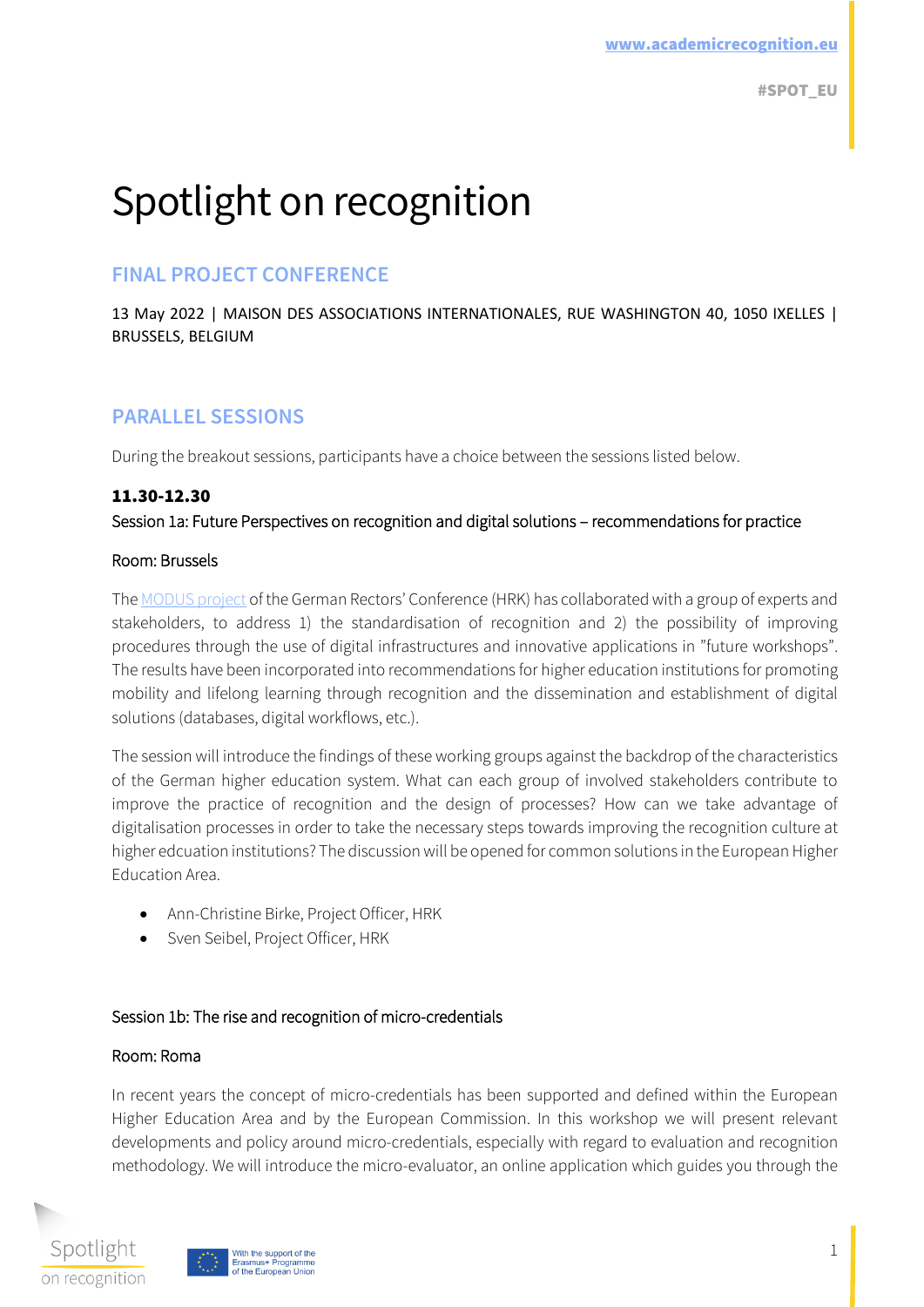# Spotlight on recognition

## FINAL PROJECT CONFERENCE

13 May 2022 | MAISON DES ASSOCIATIONS INTERNATIONALES, RUE WASHINGTON 40, 1050 IXELLES | BRUSSELS, BELGIUM

## PARALLEL SESSIONS

During the breakout sessions, participants have a choice between the sessions listed below.

**11.30-12.30**

Session 1a: Future Perspectives on recognition and digital solutions – recommendations for practice

Room: Brussels

The MODUS project of the German Rectors' Conference (HRK) has collaborated with a group of experts and stakeholders, to address 1) the standardisation of recognition and 2) the possibility of improving procedures through the use of digital infrastructures and innovative applications in "future workshops". The results have been incorporated into recommendations for higher education institutions for promoting mobility and lifelong learning through recognition and the dissemination and establishment of digital solutions (databases, digital workflows, etc.).

The session will introduce the findings of these working groups against the backdrop of the characteristics of the German higher education system. What can each group of involved stakeholders contribute to improve the practice of recognition and the design of processes? How can we take advantage of digitalisation processes in order to take the necessary steps towards improving the recognition culture at higher edcuation institutions? The discussion will be opened for common solutions in the European Higher Education Area.

- Ann-Christine Birke, Project Officer, HRK
- Sven Seibel, Project Officer, HRK

Session 1b: The rise and recognition of micro-credentials

Room: Roma

In recent years the concept of micro-credentials has been supported and defined within the European Higher Education Area and by the European Commission. In this workshop we will present relevant developments and policy around micro-credentials, especially with regard to evaluation and recognition methodology. We will introduce the micro-evaluator, an online application which guides you through the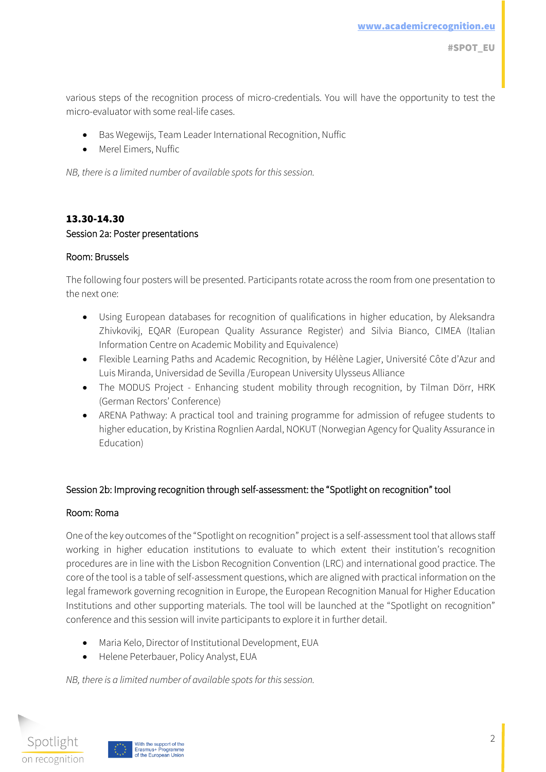various steps of the recognition process of micro-credentials. You will have the opportunity to test the micro-evaluator with some real-life cases.

- Bas Wegewijs, Team Leader International Recognition, Nuffic
- Merel Eimers, Nuffic

*NB, there is a limited number of available spots for this session.*

**13.30-14.30**

Session 2a: Poster presentations

Room: Brussels

The following four posters will be presented. Participants rotate across the room from one presentation to the next one:

- Using European databases for recognition of qualifications in higher education, by Aleksandra Zhivkovikj, EQAR (European Quality Assurance Register) and Silvia Bianco, CIMEA (Italian Information Centre on Academic Mobility and Equivalence)
- Flexible Learning Paths and Academic Recognition, by Hélène Lagier, Université Côte d'Azur and Luis Miranda, Universidad de Sevilla /European University Ulysseus Alliance
- The MODUS Project - Enhancing student mobility through recognition, by Tilman Dörr, HRK (German Rectors' Conference)
- ARENA Pathway: A practical tool and training programme for admission of refugee students to higher education, by Kristina Rognlien Aardal, NOKUT (Norwegian Agency for Quality Assurance in Education)

Session 2b: Improving recognition through self-assessment: the "Spotlight on recognition" tool

Room: Roma

One of the key outcomes of the "Spotlight on recognition" project is a self-assessment tool that allows staff working in higher education institutions to evaluate to which extent their institution's recognition procedures are in line with the Lisbon Recognition Convention (LRC) and international good practice. The core of the tool is a table of self-assessment questions, which are aligned with practical information on the legal framework governing recognition in Europe, the European Recognition Manual for Higher Education Institutions and other supporting materials. The tool will be launched at the "Spotlight on recognition" conference and this session will invite participants to explore it in further detail.

- Maria Kelo, Director of Institutional Development, EUA
- Helene Peterbauer, Policy Analyst, EUA

*NB, there is a limited number of available spots for this session.*